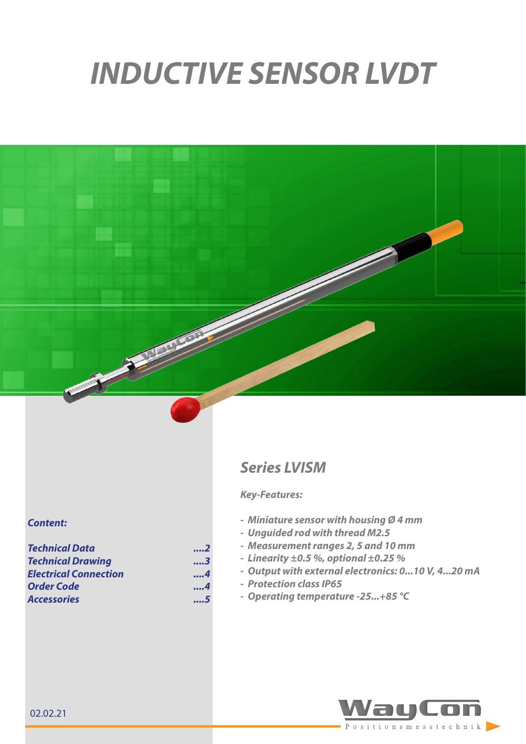# INDUCTIVE SENSOR LVDT

## Series LVISM

***Key-Features:***

- *Miniature sensor with housing Ø 4 mm*
- *Unguided rod with thread M2.5*
- *Measurement ranges 2, 5 and 10 mm*
- *Linearity ±0.5 %, optional ±0.25 %*
- *Output with external electronics: 0...10 V, 4...20 mA*
- *Protection class IP65*
- *Operating temperature -25...+85 °C*

***Content:***

| | |
|---|---|
| *Technical Data* | *....2* |
| *Technical Drawing* | *....3* |
| *Electrical Connection* | *....4* |
| *Order Code* | *....4* |
| *Accessories* | *....5* |

02.02.21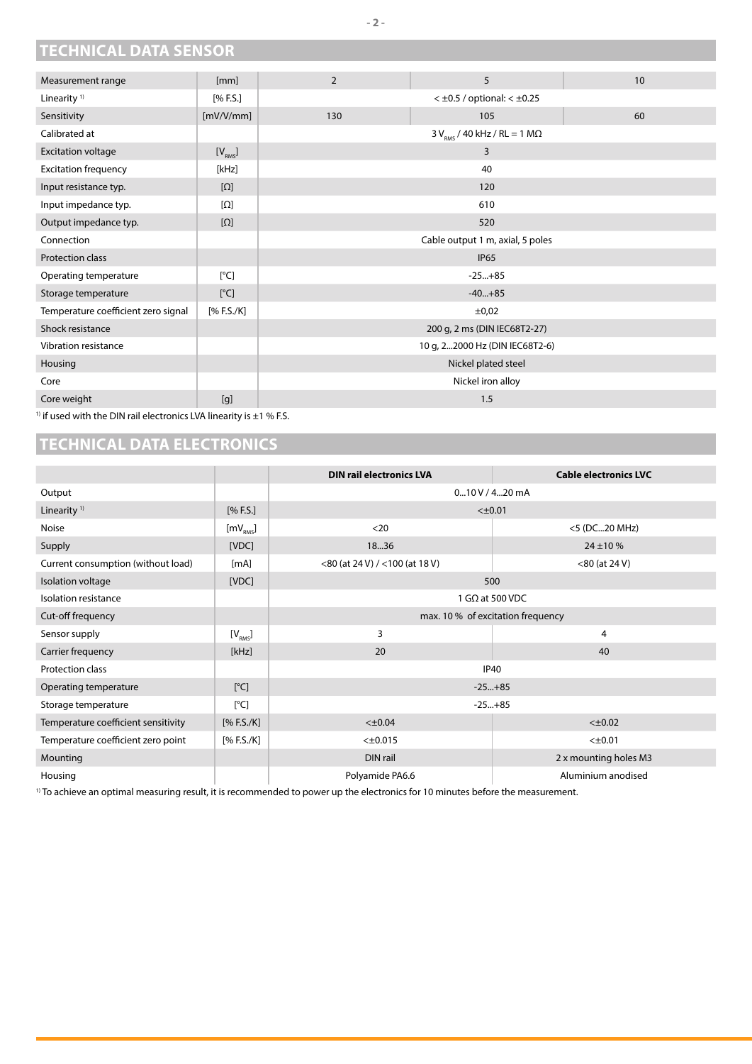## TECHNICAL DATA SENSOR

| Measurement range | [mm] | 2 | 5 | 10 |
|---|---|---|---|---|
| Linearity [1] | [% F.S.] | < ±0.5 / optional: < ±0.25 | | |
| Sensitivity | [mV/V/mm] | 130 | 105 | 60 |
| Calibrated at | | $3 V_{RMS}$ / 40 kHz / RL = 1 MΩ | | |
| Excitation voltage | [$V_{RMS}$] | 3 | | |
| Excitation frequency | [kHz] | 40 | | |
| Input resistance typ. | [Ω] | 120 | | |
| Input impedance typ. | [Ω] | 610 | | |
| Output impedance typ. | [Ω] | 520 | | |
| Connection | | Cable output 1 m, axial, 5 poles | | |
| Protection class | | IP65 | | |
| Operating temperature | [°C] | -25...+85 | | |
| Storage temperature | [°C] | -40...+85 | | |
| Temperature coefficient zero signal | [% F.S./K] | ±0,02 | | |
| Shock resistance | | 200 g, 2 ms (DIN IEC68T2-27) | | |
| Vibration resistance | | 10 g, 2...2000 Hz (DIN IEC68T2-6) | | |
| Housing | | Nickel plated steel | | |
| Core | | Nickel iron alloy | | |
| Core weight | [g] | 1.5 | | |

[1] if used with the DIN rail electronics LVA linearity is ±1 % F.S.

## TECHNICAL DATA ELECTRONICS

| | | DIN rail electronics LVA | Cable electronics LVC |
|---|---|---|---|
| Output | | 0...10 V / 4...20 mA | |
| Linearity [1] | [% F.S.] | <±0.01 | |
| Noise | [$mV_{RMS}$] | <20 | <5 (DC...20 MHz) |
| Supply | [VDC] | 18...36 | 24 ±10 % |
| Current consumption (without load) | [mA] | <80 (at 24 V) / <100 (at 18 V) | <80 (at 24 V) |
| Isolation voltage | [VDC] | 500 | |
| Isolation resistance | | 1 GΩ at 500 VDC | |
| Cut-off frequency | | max. 10 % of excitation frequency | |
| Sensor supply | [$V_{RMS}$] | 3 | 4 |
| Carrier frequency | [kHz] | 20 | 40 |
| Protection class | | IP40 | |
| Operating temperature | [°C] | -25...+85 | |
| Storage temperature | [°C] | -25...+85 | |
| Temperature coefficient sensitivity | [% F.S./K] | <±0.04 | <±0.02 |
| Temperature coefficient zero point | [% F.S./K] | <±0.015 | <±0.01 |
| Mounting | | DIN rail | 2 x mounting holes M3 |
| Housing | | Polyamide PA6.6 | Aluminium anodised |

[1] To achieve an optimal measuring result, it is recommended to power up the electronics for 10 minutes before the measurement.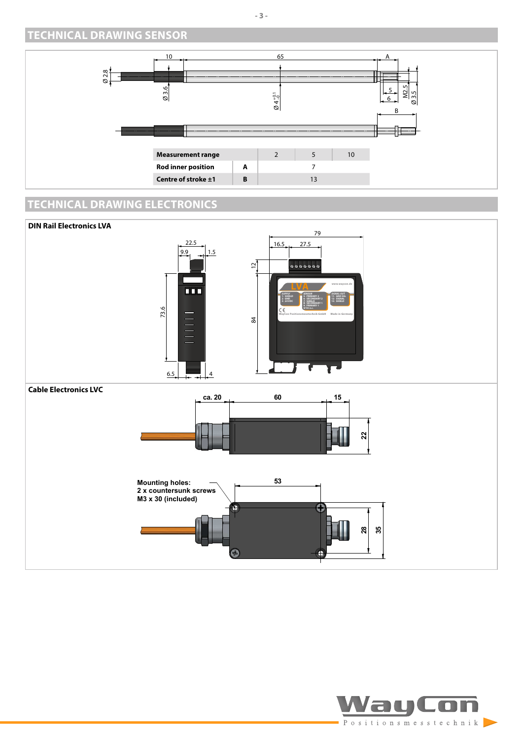## TECHNICAL DRAWING SENSOR

| Measurement range | | 2 | 5 | 10 |
|---|---|---|---|---|
| Rod inner position | A | | 7 | |
| Centre of stroke ±1 | B | | 13 | |

## TECHNICAL DRAWING ELECTRONICS

**DIN Rail Electronics LVA**

**Cable Electronics LVC**

Mounting holes:
2 x countersunk screws
M3 x 30 (included)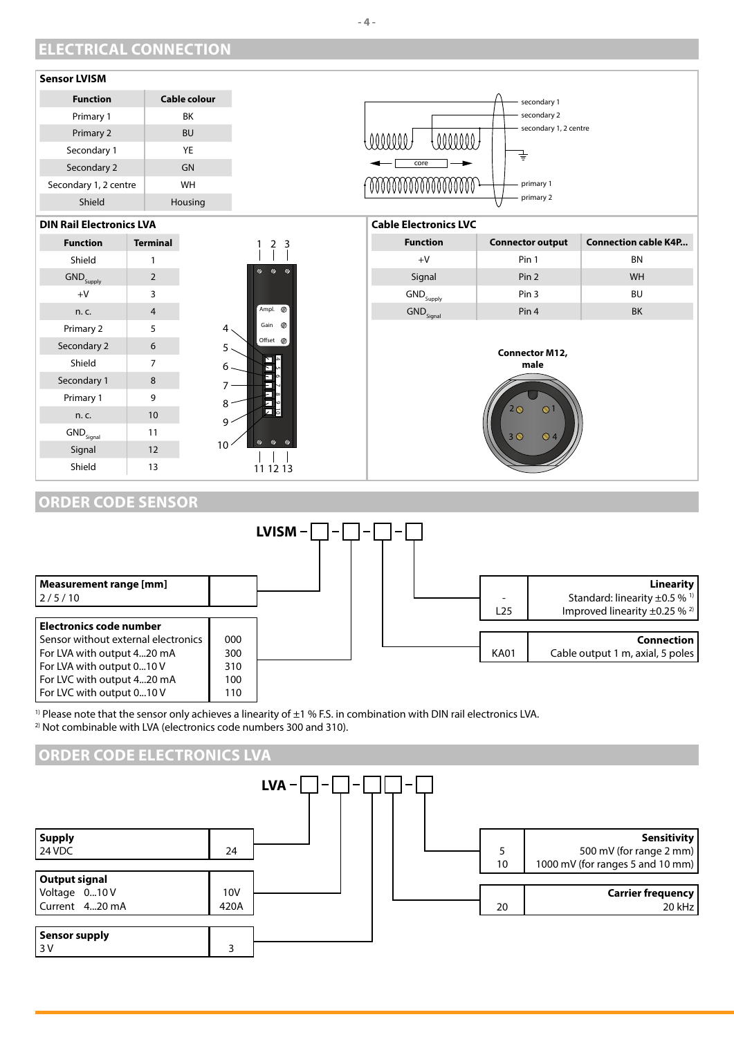## ELECTRICAL CONNECTION

### Sensor LVISM

| Function | Cable colour |
|---|---|
| Primary 1 | BK |
| Primary 2 | BU |
| Secondary 1 | YE |
| Secondary 2 | GN |
| Secondary 1, 2 centre | WH |
| Shield | Housing |

secondary 1
secondary 2
secondary 1, 2 centre
core
primary 1
primary 2

### DIN Rail Electronics LVA

| Function | Terminal |
|---|---|
| Shield | 1 |
| $GND_{Supply}$ | 2 |
| +V | 3 |
| n. c. | 4 |
| Primary 2 | 5 |
| Secondary 2 | 6 |
| Shield | 7 |
| Secondary 1 | 8 |
| Primary 1 | 9 |
| n. c. | 10 |
| $GND_{Signal}$ | 11 |
| Signal | 12 |
| Shield | 13 |

Ampl.
Gain
Offset

### Cable Electronics LVC

| Function | Connector output | Connection cable K4P... |
|---|---|---|
| +V | Pin 1 | BN |
| Signal | Pin 2 | WH |
| $GND_{Supply}$ | Pin 3 | BU |
| $GND_{Signal}$ | Pin 4 | BK |

**Connector M12, male**

## ORDER CODE SENSOR

**LVISM – □ – □ – □ – □**

| Measurement range [mm] | |
|---|---|
| 2 / 5 / 10 | |

| Electronics code number | |
|---|---|
| Sensor without external electronics | 000 |
| For LVA with output 4...20 mA | 300 |
| For LVA with output 0...10 V | 310 |
| For LVC with output 4...20 mA | 100 |
| For LVC with output 0...10 V | 110 |

| | Linearity |
|---|---|
| - | Standard: linearity ±0.5 % [1] |
| L25 | Improved linearity ±0.25 % [2] |

| | Connection |
|---|---|
| KA01 | Cable output 1 m, axial, 5 poles |

[1] Please note that the sensor only achieves a linearity of ±1 % F.S. in combination with DIN rail electronics LVA.
[2] Not combinable with LVA (electronics code numbers 300 and 310).

## ORDER CODE ELECTRONICS LVA

**LVA – □ – □ – □□ – □**

| Supply | |
|---|---|
| 24 VDC | 24 |

| Output signal | |
|---|---|
| Voltage 0...10 V | 10V |
| Current 4...20 mA | 420A |

| Sensor supply | |
|---|---|
| 3 V | 3 |

| | Sensitivity |
|---|---|
| 5 | 500 mV (for range 2 mm) |
| 10 | 1000 mV (for ranges 5 and 10 mm) |

| | Carrier frequency |
|---|---|
| 20 | 20 kHz |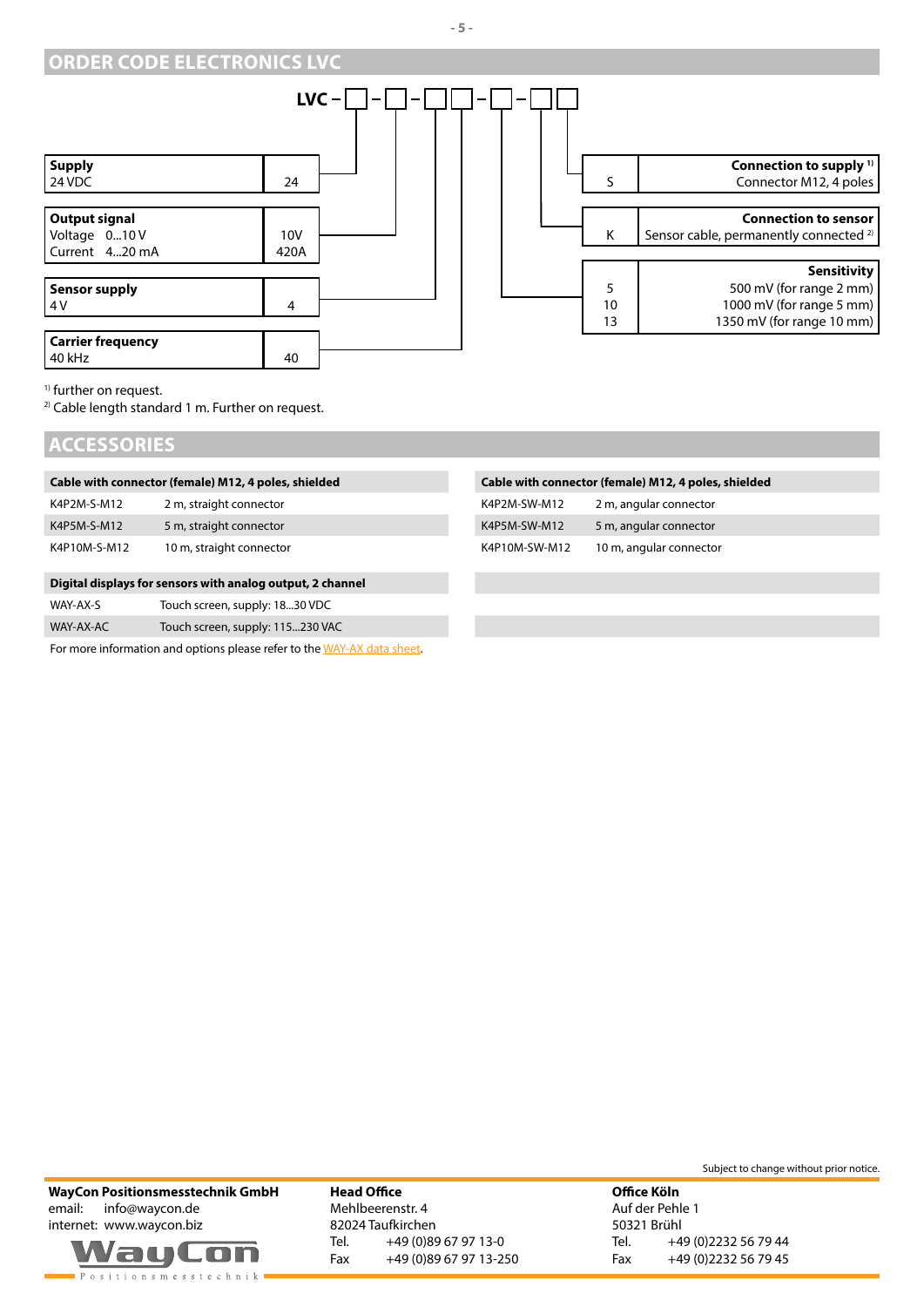## ORDER CODE ELECTRONICS LVC

**LVC – □ – □ – □□ – □ – □□**

| **Supply** | |
|---|---|
| 24 VDC | 24 |

| **Output signal** | |
|---|---|
| Voltage 0...10 V | 10V |
| Current 4...20 mA | 420A |

| **Sensor supply** | |
|---|---|
| 4 V | 4 |

| **Carrier frequency** | |
|---|---|
| 40 kHz | 40 |

| | **Connection to supply** [1] |
|---|---|
| S | Connector M12, 4 poles |

| | **Connection to sensor** |
|---|---|
| K | Sensor cable, permanently connected [2] |

| | **Sensitivity** |
|---|---|
| 5 | 500 mV (for range 2 mm) |
| 10 | 1000 mV (for range 5 mm) |
| 13 | 1350 mV (for range 10 mm) |

[1] further on request.
[2] Cable length standard 1 m. Further on request.

## ACCESSORIES

| **Cable with connector (female) M12, 4 poles, shielded** | |
|---|---|
| K4P2M-S-M12 | 2 m, straight connector |
| K4P5M-S-M12 | 5 m, straight connector |
| K4P10M-S-M12 | 10 m, straight connector |

| **Cable with connector (female) M12, 4 poles, shielded** | |
|---|---|
| K4P2M-SW-M12 | 2 m, angular connector |
| K4P5M-SW-M12 | 5 m, angular connector |
| K4P10M-SW-M12 | 10 m, angular connector |

| **Digital displays for sensors with analog output, 2 channel** | |
|---|---|
| WAY-AX-S | Touch screen, supply: 18...30 VDC |
| WAY-AX-AC | Touch screen, supply: 115...230 VAC |

For more information and options please refer to the WAY-AX data sheet.

Subject to change without prior notice.

**WayCon Positionsmesstechnik GmbH**
email: info@waycon.de
internet: www.waycon.biz

**Head Office**
Mehlbeerenstr. 4
82024 Taufkirchen
Tel. +49 (0)89 67 97 13-0
Fax +49 (0)89 67 97 13-250

**Office Köln**
Auf der Pehle 1
50321 Brühl
Tel. +49 (0)2232 56 79 44
Fax +49 (0)2232 56 79 45